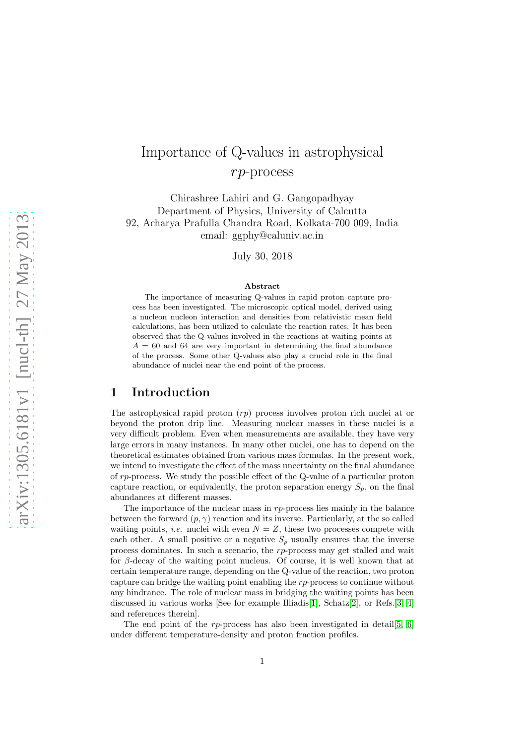# Importance of Q-values in astrophysical *rp*-process

Chirashree Lahiri and G. Gangopadhyay
Department of Physics, University of Calcutta
92, Acharya Prafulla Chandra Road, Kolkata-700 009, India
email: ggphy@caluniv.ac.in

July 30, 2018

### Abstract

The importance of measuring Q-values in rapid proton capture process has been investigated. The microscopic optical model, derived using a nucleon nucleon interaction and densities from relativistic mean field calculations, has been utilized to calculate the reaction rates. It has been observed that the Q-values involved in the reactions at waiting points at $A = 60$ and 64 are very important in determining the final abundance of the process. Some other Q-values also play a crucial role in the final abundance of nuclei near the end point of the process.

## 1 Introduction

The astrophysical rapid proton (*rp*) process involves proton rich nuclei at or beyond the proton drip line. Measuring nuclear masses in these nuclei is a very difficult problem. Even when measurements are available, they have very large errors in many instances. In many other nuclei, one has to depend on the theoretical estimates obtained from various mass formulas. In the present work, we intend to investigate the effect of the mass uncertainty on the final abundance of *rp*-process. We study the possible effect of the Q-value of a particular proton capture reaction, or equivalently, the proton separation energy $S_p$, on the final abundances at different masses.

The importance of the nuclear mass in *rp*-process lies mainly in the balance between the forward $(p,\gamma)$ reaction and its inverse. Particularly, at the so called waiting points, *i.e.* nuclei with even $N = Z$, these two processes compete with each other. A small positive or a negative $S_p$ usually ensures that the inverse process dominates. In such a scenario, the *rp*-process may get stalled and wait for $\beta$-decay of the waiting point nucleus. Of course, it is well known that at certain temperature range, depending on the Q-value of the reaction, two proton capture can bridge the waiting point enabling the *rp*-process to continue without any hindrance. The role of nuclear mass in bridging the waiting points has been discussed in various works [See for example Illiadis[1], Schatz[2], or Refs.[3, 4] and references therein].

The end point of the *rp*-process has also been investigated in detail[5, 6] under different temperature-density and proton fraction profiles.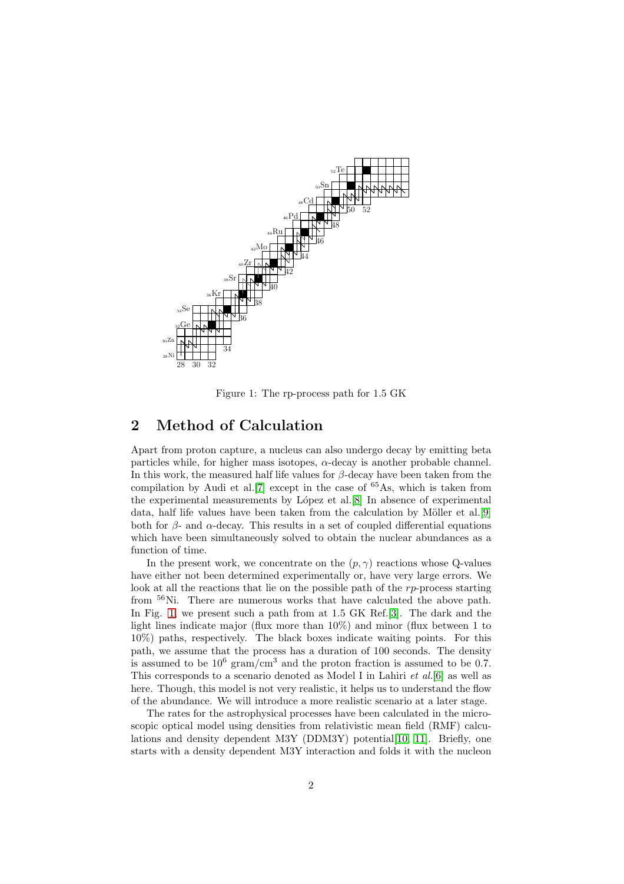Figure 1: The rp-process path for 1.5 GK

## 2 Method of Calculation

Apart from proton capture, a nucleus can also undergo decay by emitting beta particles while, for higher mass isotopes, $\alpha$-decay is another probable channel. In this work, the measured half life values for $\beta$-decay have been taken from the compilation by Audi et al.[7] except in the case of $^{65}$As, which is taken from the experimental measurements by López et al.[8] In absence of experimental data, half life values have been taken from the calculation by Möller et al.[9] both for $\beta$- and $\alpha$-decay. This results in a set of coupled differential equations which have been simultaneously solved to obtain the nuclear abundances as a function of time.

In the present work, we concentrate on the $(p,\gamma)$ reactions whose Q-values have either not been determined experimentally or, have very large errors. We look at all the reactions that lie on the possible path of the *rp*-process starting from $^{56}$Ni. There are numerous works that have calculated the above path. In Fig. 1, we present such a path from at 1.5 GK Ref.[3]. The dark and the light lines indicate major (flux more than 10%) and minor (flux between 1 to 10%) paths, respectively. The black boxes indicate waiting points. For this path, we assume that the process has a duration of 100 seconds. The density is assumed to be $10^6$ gram/cm$^3$ and the proton fraction is assumed to be 0.7. This corresponds to a scenario denoted as Model I in Lahiri *et al.*[6] as well as here. Though, this model is not very realistic, it helps us to understand the flow of the abundance. We will introduce a more realistic scenario at a later stage.

The rates for the astrophysical processes have been calculated in the microscopic optical model using densities from relativistic mean field (RMF) calculations and density dependent M3Y (DDM3Y) potential[10, 11]. Briefly, one starts with a density dependent M3Y interaction and folds it with the nucleon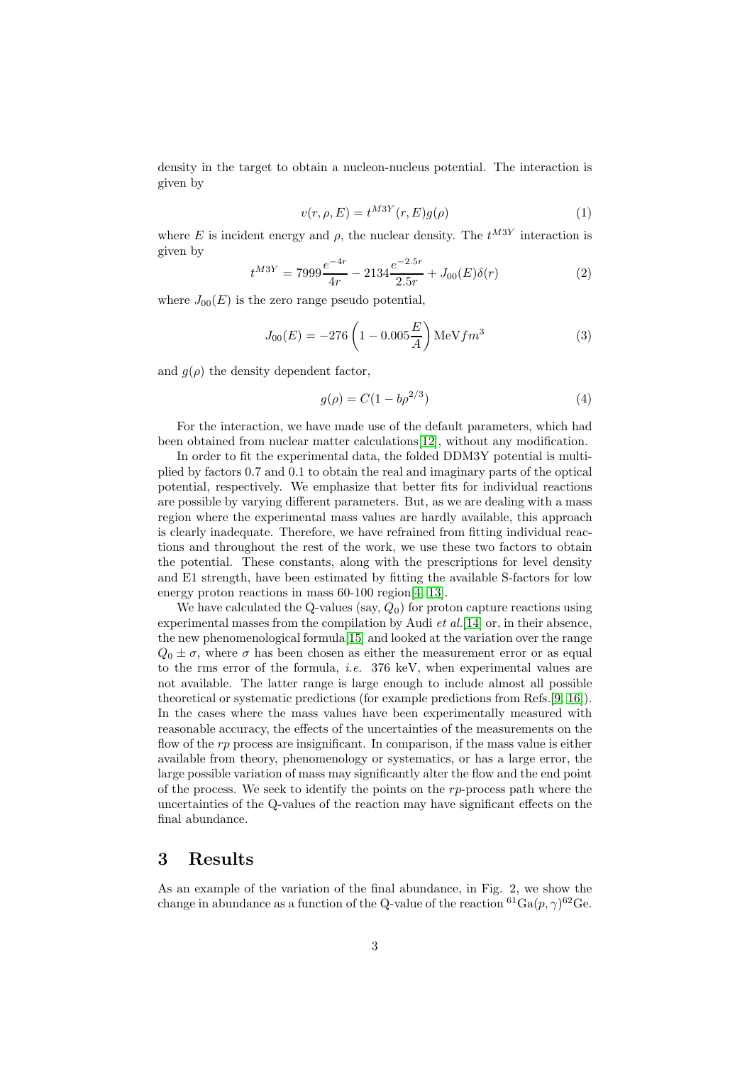density in the target to obtain a nucleon-nucleus potential. The interaction is given by

$$v(r, \rho, E) = t^{M3Y}(r, E) g(\rho) \tag{1}$$

where $E$ is incident energy and $\rho$, the nuclear density. The $t^{M3Y}$ interaction is given by

$$t^{M3Y} = 7999 \frac{e^{-4r}}{4r} - 2134 \frac{e^{-2.5r}}{2.5r} + J_{00}(E)\delta(r) \tag{2}$$

where $J_{00}(E)$ is the zero range pseudo potential,

$$J_{00}(E) = -276 \left(1 - 0.005 \frac{E}{A}\right) \text{MeV} fm^3 \tag{3}$$

and $g(\rho)$ the density dependent factor,

$$g(\rho) = C(1 - b\rho^{2/3}) \tag{4}$$

For the interaction, we have made use of the default parameters, which had been obtained from nuclear matter calculations[12], without any modification.

In order to fit the experimental data, the folded DDM3Y potential is multiplied by factors 0.7 and 0.1 to obtain the real and imaginary parts of the optical potential, respectively. We emphasize that better fits for individual reactions are possible by varying different parameters. But, as we are dealing with a mass region where the experimental mass values are hardly available, this approach is clearly inadequate. Therefore, we have refrained from fitting individual reactions and throughout the rest of the work, we use these two factors to obtain the potential. These constants, along with the prescriptions for level density and E1 strength, have been estimated by fitting the available S-factors for low energy proton reactions in mass 60-100 region[4, 13].

We have calculated the Q-values (say, $Q_0$) for proton capture reactions using experimental masses from the compilation by Audi *et al.*[14] or, in their absence, the new phenomenological formula[15] and looked at the variation over the range $Q_0 \pm \sigma$, where $\sigma$ has been chosen as either the measurement error or as equal to the rms error of the formula, *i.e.* 376 keV, when experimental values are not available. The latter range is large enough to include almost all possible theoretical or systematic predictions (for example predictions from Refs.[9, 16]). In the cases where the mass values have been experimentally measured with reasonable accuracy, the effects of the uncertainties of the measurements on the flow of the *rp* process are insignificant. In comparison, if the mass value is either available from theory, phenomenology or systematics, or has a large error, the large possible variation of mass may significantly alter the flow and the end point of the process. We seek to identify the points on the *rp*-process path where the uncertainties of the Q-values of the reaction may have significant effects on the final abundance.

## 3 Results

As an example of the variation of the final abundance, in Fig. 2, we show the change in abundance as a function of the Q-value of the reaction $^{61}$Ga$(p, \gamma)^{62}$Ge.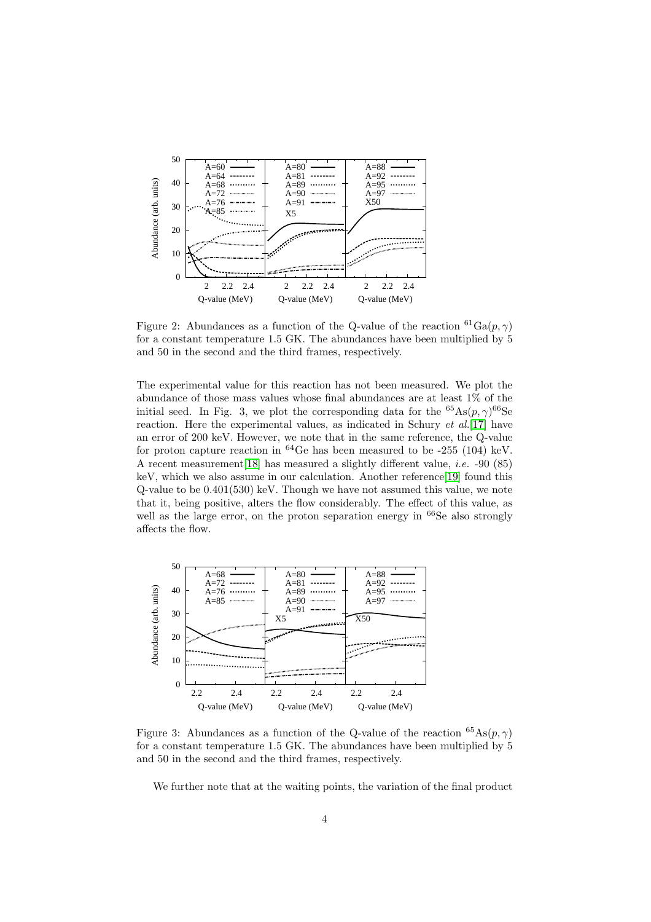Figure 2: Abundances as a function of the Q-value of the reaction $^{61}$Ga$(p,\gamma)$ for a constant temperature 1.5 GK. The abundances have been multiplied by 5 and 50 in the second and the third frames, respectively.

The experimental value for this reaction has not been measured. We plot the abundance of those mass values whose final abundances are at least 1% of the initial seed. In Fig. 3, we plot the corresponding data for the $^{65}$As$(p,\gamma)^{66}$Se reaction. Here the experimental values, as indicated in Schury *et al.*[17] have an error of 200 keV. However, we note that in the same reference, the Q-value for proton capture reaction in $^{64}$Ge has been measured to be -255 (104) keV. A recent measurement[18] has measured a slightly different value, *i.e.* -90 (85) keV, which we also assume in our calculation. Another reference[19] found this Q-value to be 0.401(530) keV. Though we have not assumed this value, we note that it, being positive, alters the flow considerably. The effect of this value, as well as the large error, on the proton separation energy in $^{66}$Se also strongly affects the flow.

Figure 3: Abundances as a function of the Q-value of the reaction $^{65}$As$(p,\gamma)$ for a constant temperature 1.5 GK. The abundances have been multiplied by 5 and 50 in the second and the third frames, respectively.

We further note that at the waiting points, the variation of the final product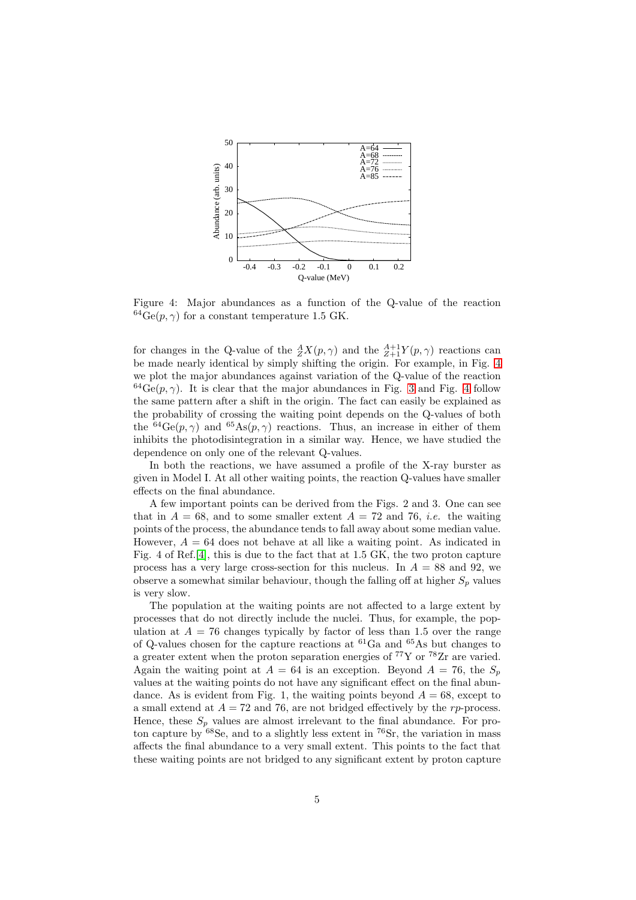Figure 4: Major abundances as a function of the Q-value of the reaction $^{64}$Ge$(p,\gamma)$ for a constant temperature 1.5 GK.

for changes in the Q-value of the $^{A}_{Z}X(p,\gamma)$ and the $^{A+1}_{Z+1}Y(p,\gamma)$ reactions can be made nearly identical by simply shifting the origin. For example, in Fig. 4 we plot the major abundances against variation of the Q-value of the reaction $^{64}$Ge$(p,\gamma)$. It is clear that the major abundances in Fig. 3 and Fig. 4 follow the same pattern after a shift in the origin. The fact can easily be explained as the probability of crossing the waiting point depends on the Q-values of both the $^{64}$Ge$(p,\gamma)$ and $^{65}$As$(p,\gamma)$ reactions. Thus, an increase in either of them inhibits the photodisintegration in a similar way. Hence, we have studied the dependence on only one of the relevant Q-values.

In both the reactions, we have assumed a profile of the X-ray burster as given in Model I. At all other waiting points, the reaction Q-values have smaller effects on the final abundance.

A few important points can be derived from the Figs. 2 and 3. One can see that in $A = 68$, and to some smaller extent $A = 72$ and 76, *i.e.* the waiting points of the process, the abundance tends to fall away about some median value. However, $A = 64$ does not behave at all like a waiting point. As indicated in Fig. 4 of Ref.[4], this is due to the fact that at 1.5 GK, the two proton capture process has a very large cross-section for this nucleus. In $A = 88$ and 92, we observe a somewhat similar behaviour, though the falling off at higher $S_p$ values is very slow.

The population at the waiting points are not affected to a large extent by processes that do not directly include the nuclei. Thus, for example, the population at $A = 76$ changes typically by factor of less than 1.5 over the range of Q-values chosen for the capture reactions at $^{61}$Ga and $^{65}$As but changes to a greater extent when the proton separation energies of $^{77}$Y or $^{78}$Zr are varied. Again the waiting point at $A = 64$ is an exception. Beyond $A = 76$, the $S_p$ values at the waiting points do not have any significant effect on the final abundance. As is evident from Fig. 1, the waiting points beyond $A = 68$, except to a small extend at $A = 72$ and 76, are not bridged effectively by the *rp*-process. Hence, these $S_p$ values are almost irrelevant to the final abundance. For proton capture by $^{68}$Se, and to a slightly less extent in $^{76}$Sr, the variation in mass affects the final abundance to a very small extent. This points to the fact that these waiting points are not bridged to any significant extent by proton capture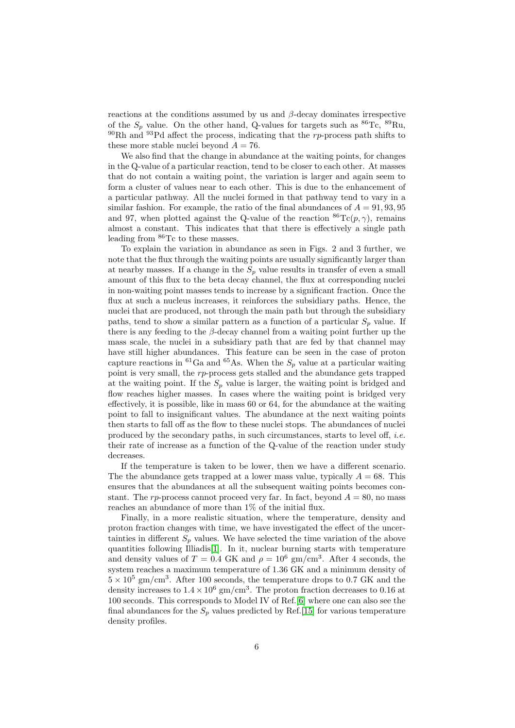reactions at the conditions assumed by us and $\beta$-decay dominates irrespective of the $S_p$ value. On the other hand, Q-values for targets such as $^{86}$Tc, $^{89}$Ru, $^{90}$Rh and $^{93}$Pd affect the process, indicating that the *rp*-process path shifts to these more stable nuclei beyond $A = 76$.

We also find that the change in abundance at the waiting points, for changes in the Q-value of a particular reaction, tend to be closer to each other. At masses that do not contain a waiting point, the variation is larger and again seem to form a cluster of values near to each other. This is due to the enhancement of a particular pathway. All the nuclei formed in that pathway tend to vary in a similar fashion. For example, the ratio of the final abundances of $A = 91, 93, 95$ and 97, when plotted against the Q-value of the reaction $^{86}$Tc$(p, \gamma)$, remains almost a constant. This indicates that that there is effectively a single path leading from $^{86}$Tc to these masses.

To explain the variation in abundance as seen in Figs. 2 and 3 further, we note that the flux through the waiting points are usually significantly larger than at nearby masses. If a change in the $S_p$ value results in transfer of even a small amount of this flux to the beta decay channel, the flux at corresponding nuclei in non-waiting point masses tends to increase by a significant fraction. Once the flux at such a nucleus increases, it reinforces the subsidiary paths. Hence, the nuclei that are produced, not through the main path but through the subsidiary paths, tend to show a similar pattern as a function of a particular $S_p$ value. If there is any feeding to the $\beta$-decay channel from a waiting point further up the mass scale, the nuclei in a subsidiary path that are fed by that channel may have still higher abundances. This feature can be seen in the case of proton capture reactions in $^{61}$Ga and $^{65}$As. When the $S_p$ value at a particular waiting point is very small, the *rp*-process gets stalled and the abundance gets trapped at the waiting point. If the $S_p$ value is larger, the waiting point is bridged and flow reaches higher masses. In cases where the waiting point is bridged very effectively, it is possible, like in mass 60 or 64, for the abundance at the waiting point to fall to insignificant values. The abundance at the next waiting points then starts to fall off as the flow to these nuclei stops. The abundances of nuclei produced by the secondary paths, in such circumstances, starts to level off, *i.e.* their rate of increase as a function of the Q-value of the reaction under study decreases.

If the temperature is taken to be lower, then we have a different scenario. The the abundance gets trapped at a lower mass value, typically $A = 68$. This ensures that the abundances at all the subsequent waiting points becomes constant. The *rp*-process cannot proceed very far. In fact, beyond $A = 80$, no mass reaches an abundance of more than 1% of the initial flux.

Finally, in a more realistic situation, where the temperature, density and proton fraction changes with time, we have investigated the effect of the uncertainties in different $S_p$ values. We have selected the time variation of the above quantities following Illiadis[1]. In it, nuclear burning starts with temperature and density values of $T = 0.4$ GK and $\rho = 10^6$ gm/cm$^3$. After 4 seconds, the system reaches a maximum temperature of 1.36 GK and a minimum density of $5 \times 10^5$ gm/cm$^3$. After 100 seconds, the temperature drops to 0.7 GK and the density increases to $1.4 \times 10^6$ gm/cm$^3$. The proton fraction decreases to 0.16 at 100 seconds. This corresponds to Model IV of Ref.[6] where one can also see the final abundances for the $S_p$ values predicted by Ref.[15] for various temperature density profiles.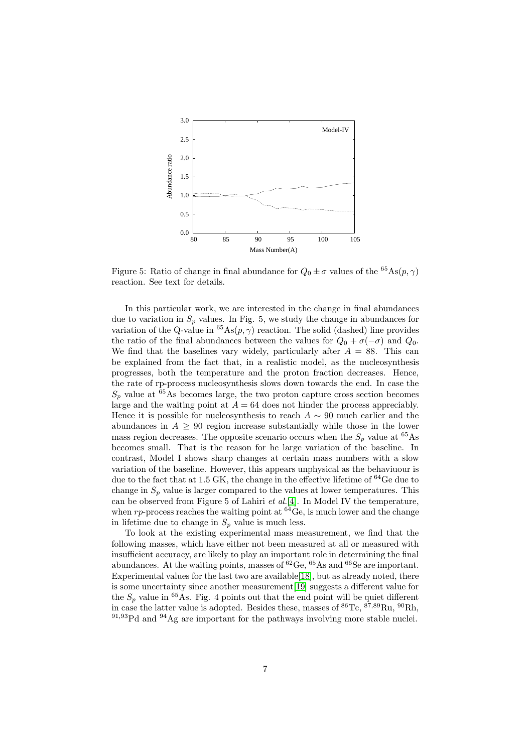Figure 5: Ratio of change in final abundance for $Q_0 \pm \sigma$ values of the $^{65}$As$(p,\gamma)$ reaction. See text for details.

In this particular work, we are interested in the change in final abundances due to variation in $S_p$ values. In Fig. 5, we study the change in abundances for variation of the Q-value in $^{65}$As$(p,\gamma)$ reaction. The solid (dashed) line provides the ratio of the final abundances between the values for $Q_0 + \sigma(-\sigma)$ and $Q_0$. We find that the baselines vary widely, particularly after $A = 88$. This can be explained from the fact that, in a realistic model, as the nucleosynthesis progresses, both the temperature and the proton fraction decreases. Hence, the rate of rp-process nucleosynthesis slows down towards the end. In case the $S_p$ value at $^{65}$As becomes large, the two proton capture cross section becomes large and the waiting point at $A = 64$ does not hinder the process appreciably. Hence it is possible for nucleosynthesis to reach $A \sim 90$ much earlier and the abundances in $A \geq 90$ region increase substantially while those in the lower mass region decreases. The opposite scenario occurs when the $S_p$ value at $^{65}$As becomes small. That is the reason for he large variation of the baseline. In contrast, Model I shows sharp changes at certain mass numbers with a slow variation of the baseline. However, this appears unphysical as the behaviuour is due to the fact that at 1.5 GK, the change in the effective lifetime of $^{64}$Ge due to change in $S_p$ value is larger compared to the values at lower temperatures. This can be observed from Figure 5 of Lahiri *et al.*[4]. In Model IV the temperature, when *rp*-process reaches the waiting point at $^{64}$Ge, is much lower and the change in lifetime due to change in $S_p$ value is much less.

To look at the existing experimental mass measurement, we find that the following masses, which have either not been measured at all or measured with insufficient accuracy, are likely to play an important role in determining the final abundances. At the waiting points, masses of $^{62}$Ge, $^{65}$As and $^{66}$Se are important. Experimental values for the last two are available[18], but as already noted, there is some uncertainty since another measurement[19] suggests a different value for the $S_p$ value in $^{65}$As. Fig. 4 points out that the end point will be quiet different in case the latter value is adopted. Besides these, masses of $^{86}$Tc, $^{87,89}$Ru, $^{90}$Rh, $^{91,93}$Pd and $^{94}$Ag are important for the pathways involving more stable nuclei.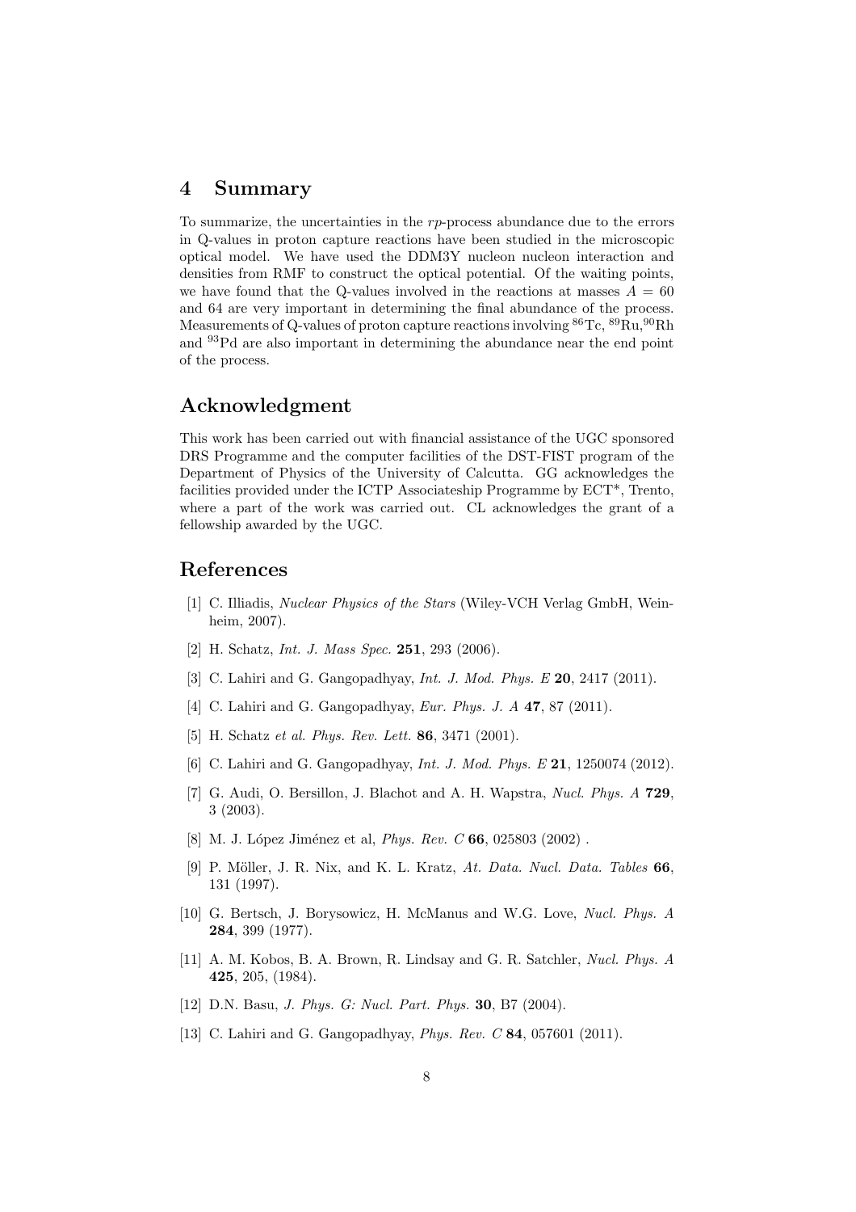## 4 Summary

To summarize, the uncertainties in the *rp*-process abundance due to the errors in Q-values in proton capture reactions have been studied in the microscopic optical model. We have used the DDM3Y nucleon nucleon interaction and densities from RMF to construct the optical potential. Of the waiting points, we have found that the Q-values involved in the reactions at masses $A = 60$ and 64 are very important in determining the final abundance of the process. Measurements of Q-values of proton capture reactions involving $^{86}$Tc, $^{89}$Ru,$^{90}$Rh and $^{93}$Pd are also important in determining the abundance near the end point of the process.

## Acknowledgment

This work has been carried out with financial assistance of the UGC sponsored DRS Programme and the computer facilities of the DST-FIST program of the Department of Physics of the University of Calcutta. GG acknowledges the facilities provided under the ICTP Associateship Programme by ECT*, Trento, where a part of the work was carried out. CL acknowledges the grant of a fellowship awarded by the UGC.

## References

[1] C. Illiadis, *Nuclear Physics of the Stars* (Wiley-VCH Verlag GmbH, Weinheim, 2007).

[2] H. Schatz, *Int. J. Mass Spec.* **251**, 293 (2006).

[3] C. Lahiri and G. Gangopadhyay, *Int. J. Mod. Phys. E* **20**, 2417 (2011).

[4] C. Lahiri and G. Gangopadhyay, *Eur. Phys. J. A* **47**, 87 (2011).

[5] H. Schatz *et al. Phys. Rev. Lett.* **86**, 3471 (2001).

[6] C. Lahiri and G. Gangopadhyay, *Int. J. Mod. Phys. E* **21**, 1250074 (2012).

[7] G. Audi, O. Bersillon, J. Blachot and A. H. Wapstra, *Nucl. Phys. A* **729**, 3 (2003).

[8] M. J. López Jiménez et al, *Phys. Rev. C* **66**, 025803 (2002) .

[9] P. Möller, J. R. Nix, and K. L. Kratz, *At. Data. Nucl. Data. Tables* **66**, 131 (1997).

[10] G. Bertsch, J. Borysowicz, H. McManus and W.G. Love, *Nucl. Phys. A* **284**, 399 (1977).

[11] A. M. Kobos, B. A. Brown, R. Lindsay and G. R. Satchler, *Nucl. Phys. A* **425**, 205, (1984).

[12] D.N. Basu, *J. Phys. G: Nucl. Part. Phys.* **30**, B7 (2004).

[13] C. Lahiri and G. Gangopadhyay, *Phys. Rev. C* **84**, 057601 (2011).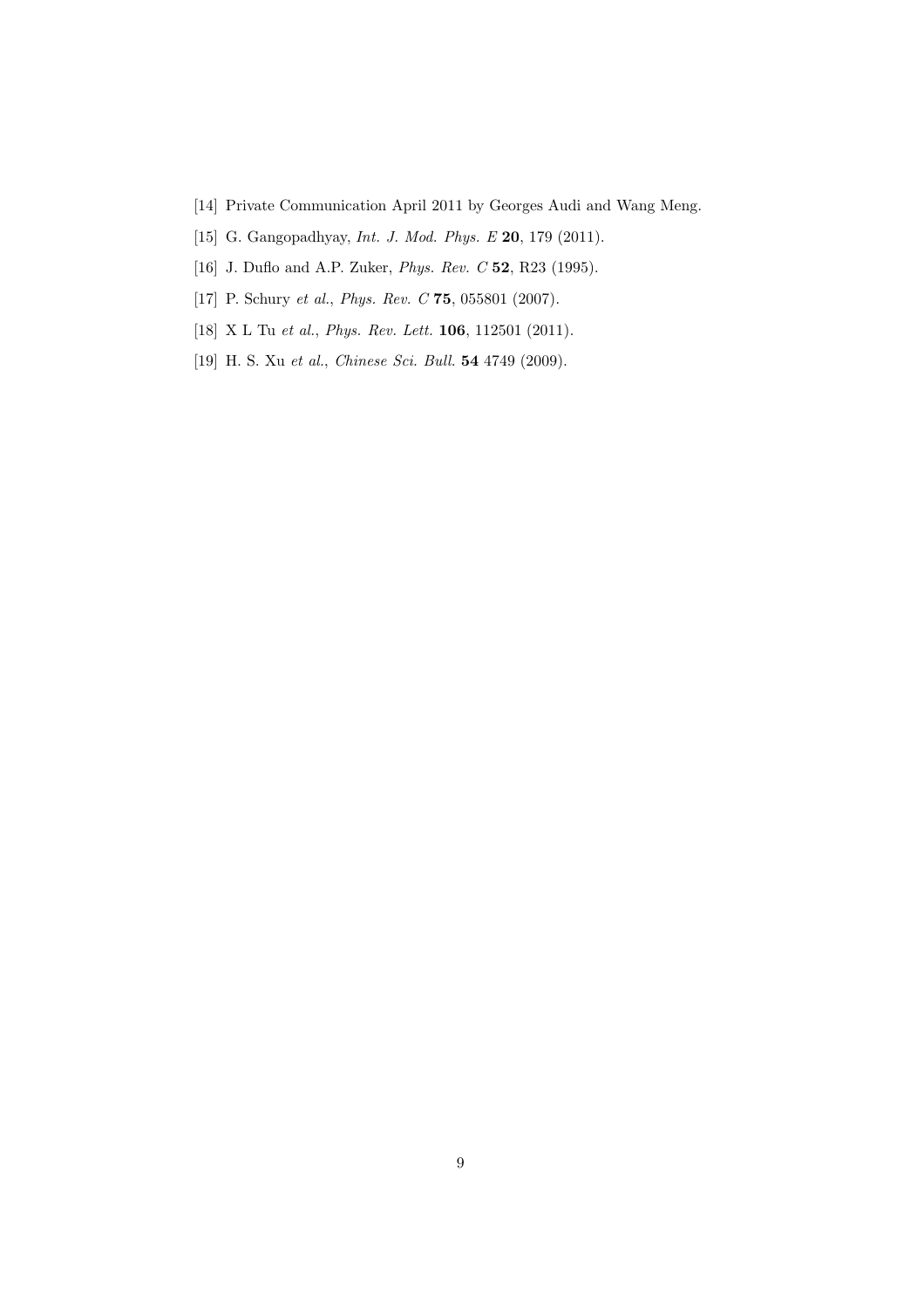[14] Private Communication April 2011 by Georges Audi and Wang Meng.

[15] G. Gangopadhyay, *Int. J. Mod. Phys. E* **20**, 179 (2011).

[16] J. Duflo and A.P. Zuker, *Phys. Rev. C* **52**, R23 (1995).

[17] P. Schury *et al.*, *Phys. Rev. C* **75**, 055801 (2007).

[18] X L Tu *et al.*, *Phys. Rev. Lett.* **106**, 112501 (2011).

[19] H. S. Xu *et al.*, *Chinese Sci. Bull.* **54** 4749 (2009).